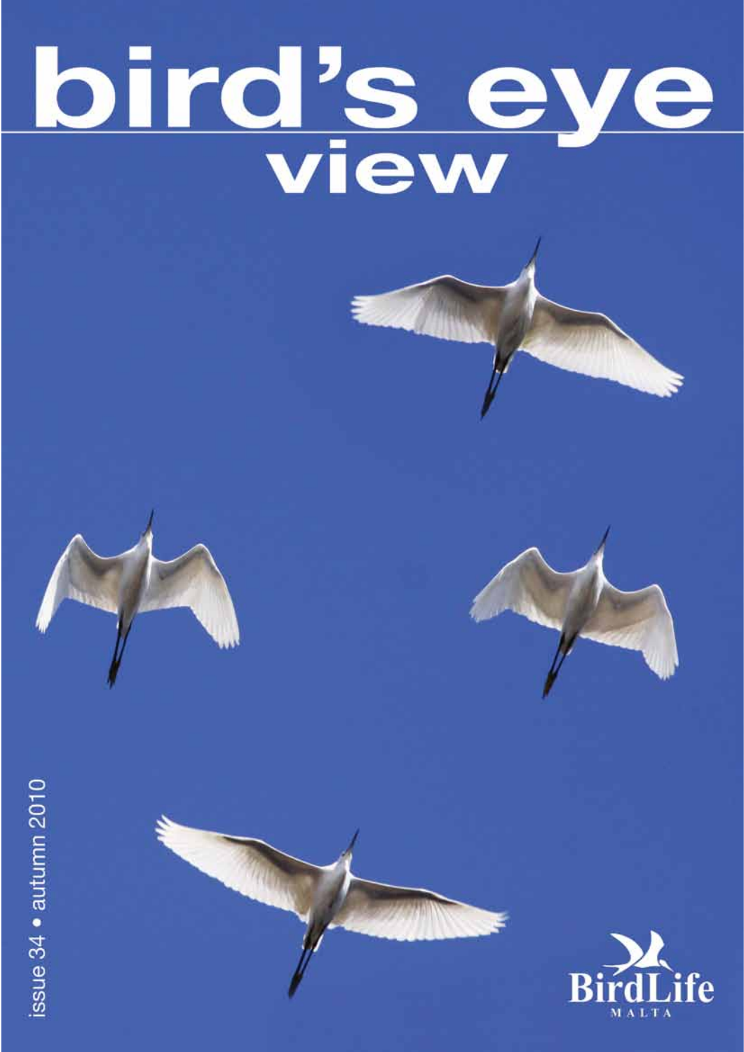# bird's eye view

issue 34 • autumn 2010

BirdLife MALTA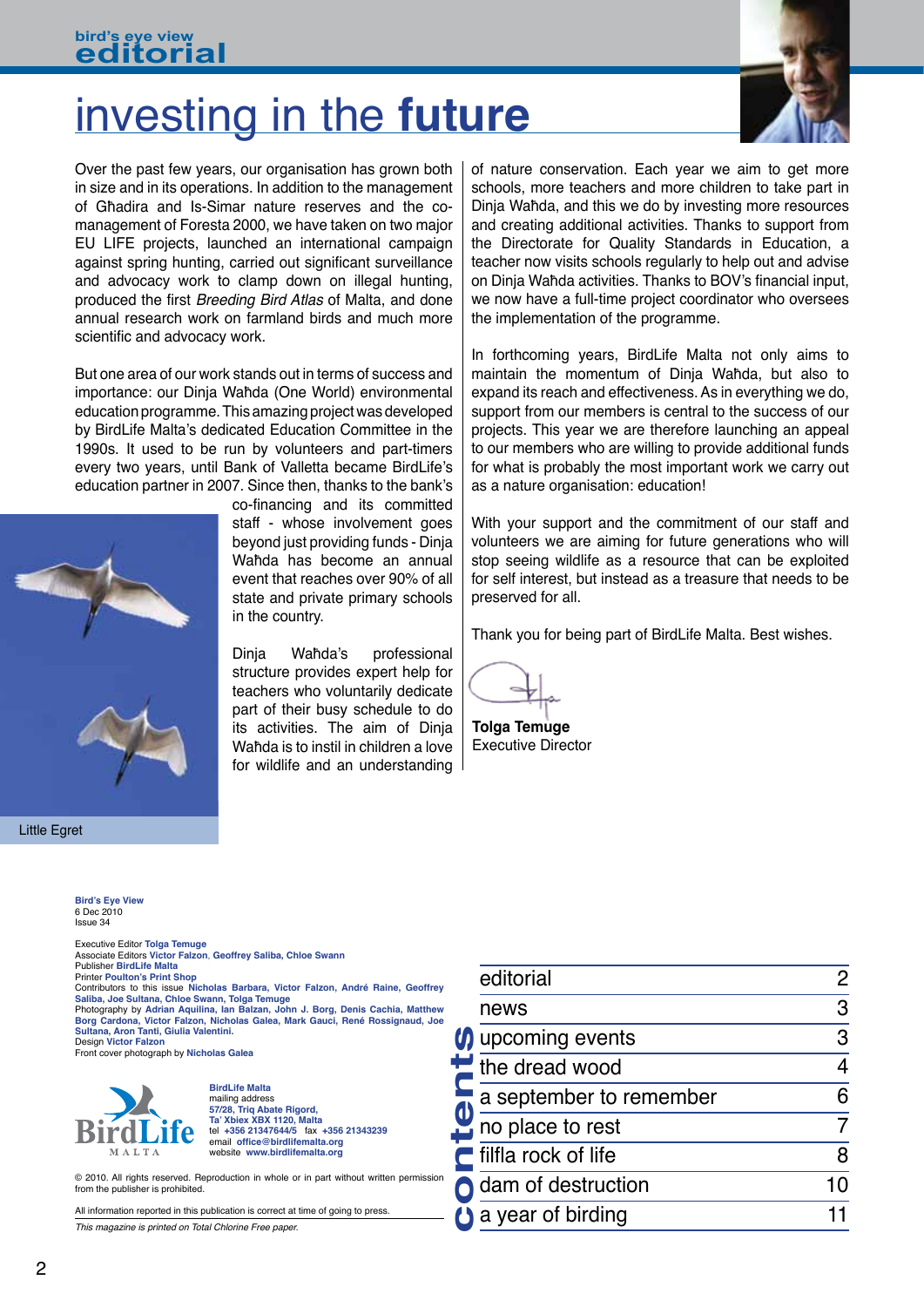bird's eye view

**editorial**

# investing in the **future**

Over the past few years, our organisation has grown both in size and in its operations. In addition to the management of Għadira and Is-Simar nature reserves and the co-management of Foresta 2000, we have taken on two major EU LIFE projects, launched an international campaign against spring hunting, carried out significant surveillance and advocacy work to clamp down on illegal hunting, produced the first *Breeding Bird Atlas* of Malta, and done annual research work on farmland birds and much more scientific and advocacy work.

But one area of our work stands out in terms of success and importance: our Dinja Waħda (One World) environmental education programme. This amazing project was developed by BirdLife Malta's dedicated Education Committee in the 1990s. It used to be run by volunteers and part-timers every two years, until Bank of Valletta became BirdLife's education partner in 2007. Since then, thanks to the bank's co-financing and its committed staff - whose involvement goes beyond just providing funds - Dinja Waħda has become an annual event that reaches over 90% of all state and private primary schools in the country.

Little Egret

Dinja Waħda's professional structure provides expert help for teachers who voluntarily dedicate part of their busy schedule to do its activities. The aim of Dinja Waħda is to instil in children a love for wildlife and an understanding of nature conservation. Each year we aim to get more schools, more teachers and more children to take part in Dinja Waħda, and this we do by investing more resources and creating additional activities. Thanks to support from the Directorate for Quality Standards in Education, a teacher now visits schools regularly to help out and advise on Dinja Waħda activities. Thanks to BOV's financial input, we now have a full-time project coordinator who oversees the implementation of the programme.

In forthcoming years, BirdLife Malta not only aims to maintain the momentum of Dinja Waħda, but also to expand its reach and effectiveness. As in everything we do, support from our members is central to the success of our projects. This year we are therefore launching an appeal to our members who are willing to provide additional funds for what is probably the most important work we carry out as a nature organisation: education!

With your support and the commitment of our staff and volunteers we are aiming for future generations who will stop seeing wildlife as a resource that can be exploited for self interest, but instead as a treasure that needs to be preserved for all.

Thank you for being part of BirdLife Malta. Best wishes.

**Tolga Temuge**
Executive Director

---

**Bird's Eye View**
6 Dec 2010
Issue 34

Executive Editor **Tolga Temuge**
Associate Editors **Victor Falzon, Geoffrey Saliba, Chloe Swann**
Publisher **BirdLife Malta**
Printer **Poulton's Print Shop**
Contributors to this issue **Nicholas Barbara, Victor Falzon, André Raine, Geoffrey Saliba, Joe Sultana, Chloe Swann, Tolga Temuge**
Photography by **Adrian Aquilina, Ian Balzan, John J. Borg, Denis Cachia, Matthew Borg Cardona, Victor Falzon, Nicholas Galea, Mark Gauci, René Rossignaud, Joe Sultana, Aron Tanti, Giulia Valentini.**
Design **Victor Falzon**
Front cover photograph by **Nicholas Galea**

**BirdLife Malta**
mailing address
**57/28, Triq Abate Rigord, Ta' Xbiex XBX 1120, Malta**
tel **+356 21347644/5** fax **+356 21343239**
email **office@birdlifemalta.org**
website **www.birdlifemalta.org**

© 2010. All rights reserved. Reproduction in whole or in part without written permission from the publisher is prohibited.

All information reported in this publication is correct at time of going to press.

*This magazine is printed on Total Chlorine Free paper.*

**contents**

| | |
|---|---|
| editorial | 2 |
| news | 3 |
| upcoming events | 3 |
| the dread wood | 4 |
| a september to remember | 6 |
| no place to rest | 7 |
| filfla rock of life | 8 |
| dam of destruction | 10 |
| a year of birding | 11 |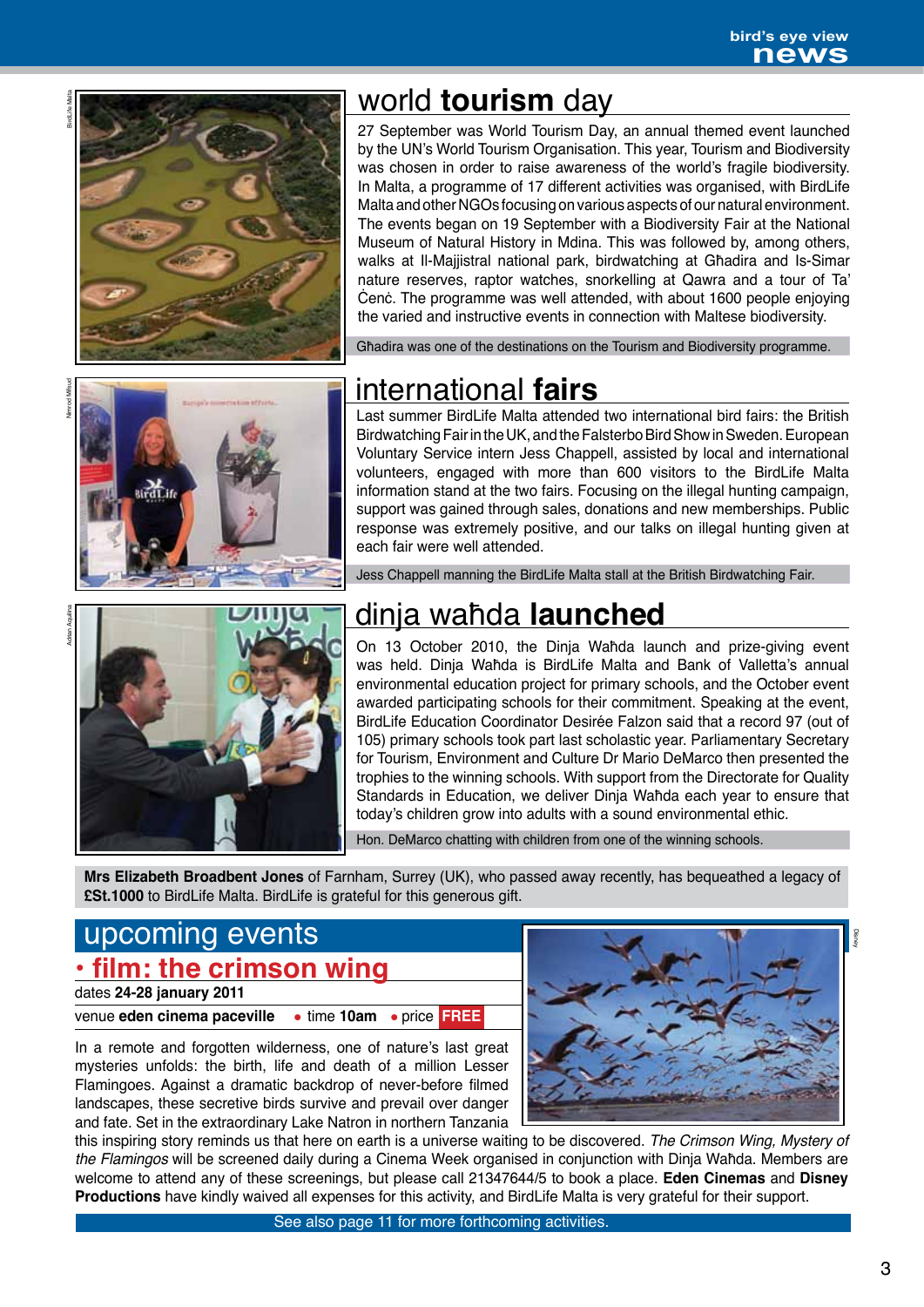## world **tourism** day

27 September was World Tourism Day, an annual themed event launched by the UN's World Tourism Organisation. This year, Tourism and Biodiversity was chosen in order to raise awareness of the world's fragile biodiversity. In Malta, a programme of 17 different activities was organised, with BirdLife Malta and other NGOs focusing on various aspects of our natural environment. The events began on 19 September with a Biodiversity Fair at the National Museum of Natural History in Mdina. This was followed by, among others, walks at Il-Majjistral national park, birdwatching at Għadira and Is-Simar nature reserves, raptor watches, snorkelling at Qawra and a tour of Ta' Ċenċ. The programme was well attended, with about 1600 people enjoying the varied and instructive events in connection with Maltese biodiversity.

Għadira was one of the destinations on the Tourism and Biodiversity programme.

## international **fairs**

Last summer BirdLife Malta attended two international bird fairs: the British Birdwatching Fair in the UK, and the Falsterbo Bird Show in Sweden. European Voluntary Service intern Jess Chappell, assisted by local and international volunteers, engaged with more than 600 visitors to the BirdLife Malta information stand at the two fairs. Focusing on the illegal hunting campaign, support was gained through sales, donations and new memberships. Public response was extremely positive, and our talks on illegal hunting given at each fair were well attended.

Jess Chappell manning the BirdLife Malta stall at the British Birdwatching Fair.

## dinja waħda **launched**

On 13 October 2010, the Dinja Waħda launch and prize-giving event was held. Dinja Waħda is BirdLife Malta and Bank of Valletta's annual environmental education project for primary schools, and the October event awarded participating schools for their commitment. Speaking at the event, BirdLife Education Coordinator Desirée Falzon said that a record 97 (out of 105) primary schools took part last scholastic year. Parliamentary Secretary for Tourism, Environment and Culture Dr Mario DeMarco then presented the trophies to the winning schools. With support from the Directorate for Quality Standards in Education, we deliver Dinja Waħda each year to ensure that today's children grow into adults with a sound environmental ethic.

Hon. DeMarco chatting with children from one of the winning schools.

**Mrs Elizabeth Broadbent Jones** of Farnham, Surrey (UK), who passed away recently, has bequeathed a legacy of **£St.1000** to BirdLife Malta. BirdLife is grateful for this generous gift.

## upcoming events

### • film: the crimson wing

dates **24-28 january 2011**

venue **eden cinema paceville** • time **10am** • price **FREE**

In a remote and forgotten wilderness, one of nature's last great mysteries unfolds: the birth, life and death of a million Lesser Flamingoes. Against a dramatic backdrop of never-before filmed landscapes, these secretive birds survive and prevail over danger and fate. Set in the extraordinary Lake Natron in northern Tanzania this inspiring story reminds us that here on earth is a universe waiting to be discovered. *The Crimson Wing, Mystery of the Flamingos* will be screened daily during a Cinema Week organised in conjunction with Dinja Waħda. Members are welcome to attend any of these screenings, but please call 21347644/5 to book a place. **Eden Cinemas** and **Disney Productions** have kindly waived all expenses for this activity, and BirdLife Malta is very grateful for their support.

See also page 11 for more forthcoming activities.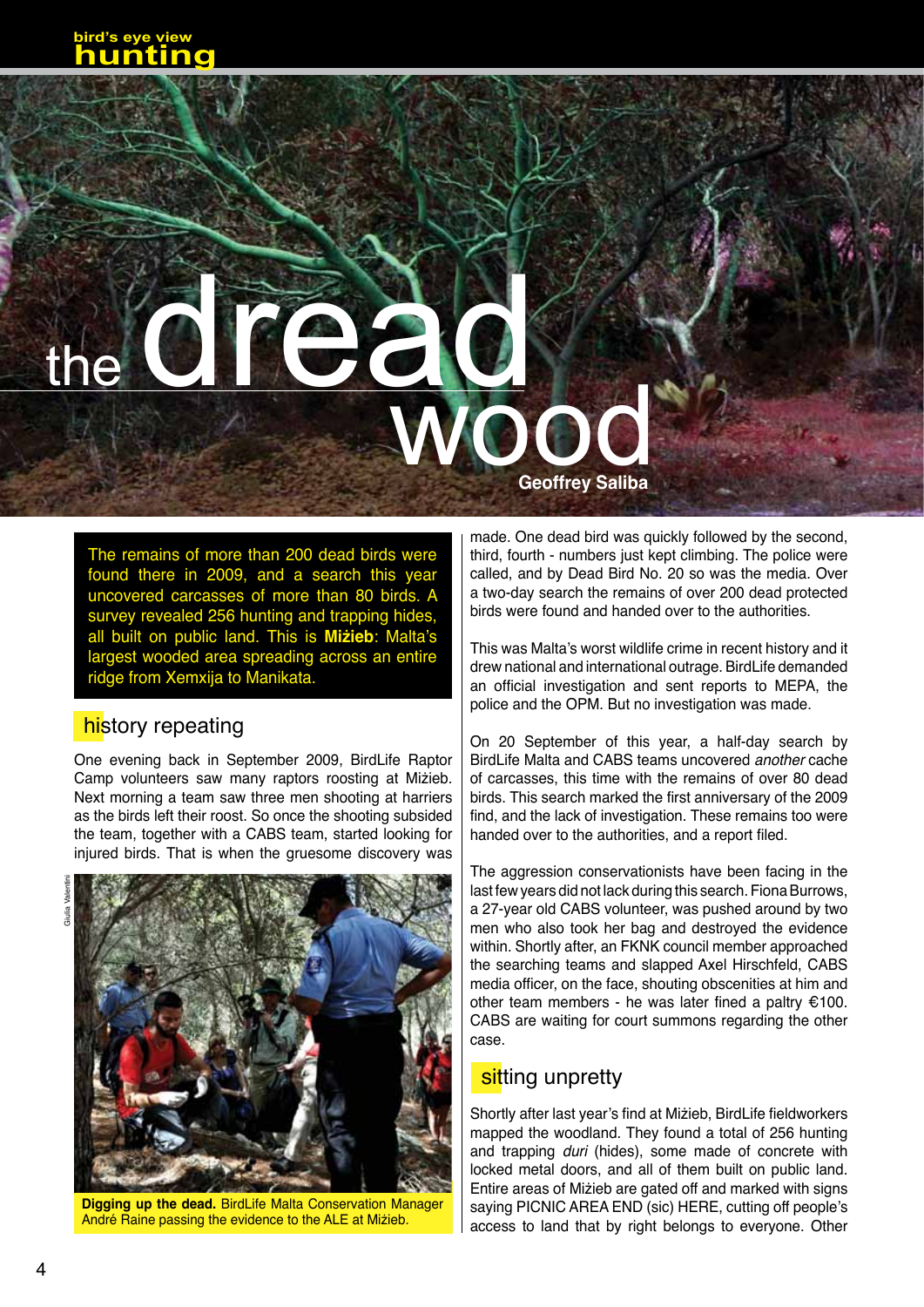# the dread wood

**Geoffrey Saliba**

The remains of more than 200 dead birds were found there in 2009, and a search this year uncovered carcasses of more than 80 birds. A survey revealed 256 hunting and trapping hides, all built on public land. This is **Miżieb**: Malta's largest wooded area spreading across an entire ridge from Xemxija to Manikata.

## history repeating

One evening back in September 2009, BirdLife Raptor Camp volunteers saw many raptors roosting at Miżieb. Next morning a team saw three men shooting at harriers as the birds left their roost. So once the shooting subsided the team, together with a CABS team, started looking for injured birds. That is when the gruesome discovery was made. One dead bird was quickly followed by the second, third, fourth - numbers just kept climbing. The police were called, and by Dead Bird No. 20 so was the media. Over a two-day search the remains of over 200 dead protected birds were found and handed over to the authorities.

Giulia Valentini

**Digging up the dead.** BirdLife Malta Conservation Manager André Raine passing the evidence to the ALE at Miżieb.

This was Malta's worst wildlife crime in recent history and it drew national and international outrage. BirdLife demanded an official investigation and sent reports to MEPA, the police and the OPM. But no investigation was made.

On 20 September of this year, a half-day search by BirdLife Malta and CABS teams uncovered *another* cache of carcasses, this time with the remains of over 80 dead birds. This search marked the first anniversary of the 2009 find, and the lack of investigation. These remains too were handed over to the authorities, and a report filed.

The aggression conservationists have been facing in the last few years did not lack during this search. Fiona Burrows, a 27-year old CABS volunteer, was pushed around by two men who also took her bag and destroyed the evidence within. Shortly after, an FKNK council member approached the searching teams and slapped Axel Hirschfeld, CABS media officer, on the face, shouting obscenities at him and other team members - he was later fined a paltry €100. CABS are waiting for court summons regarding the other case.

## sitting unpretty

Shortly after last year's find at Miżieb, BirdLife fieldworkers mapped the woodland. They found a total of 256 hunting and trapping *duri* (hides), some made of concrete with locked metal doors, and all of them built on public land. Entire areas of Miżieb are gated off and marked with signs saying PICNIC AREA END (sic) HERE, cutting off people's access to land that by right belongs to everyone. Other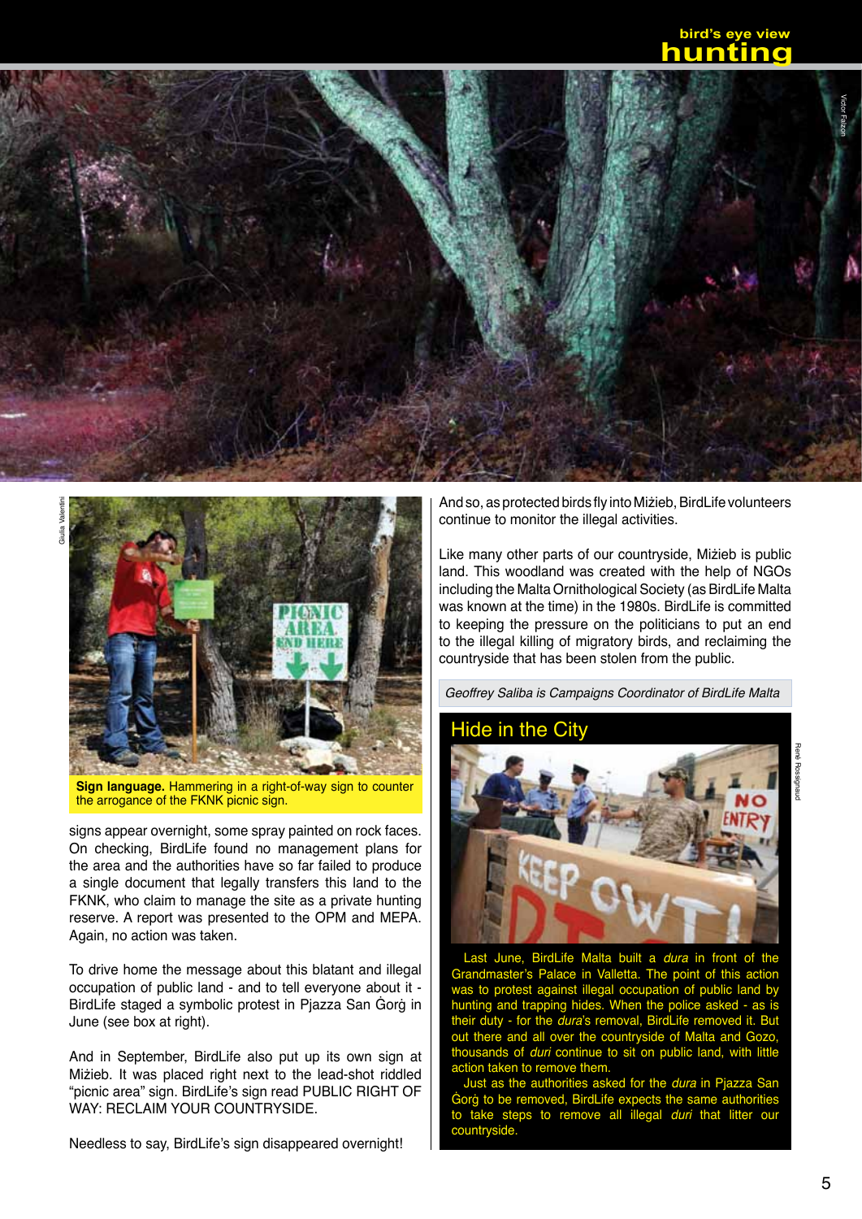**Sign language.** Hammering in a right-of-way sign to counter the arrogance of the FKNK picnic sign.

signs appear overnight, some spray painted on rock faces. On checking, BirdLife found no management plans for the area and the authorities have so far failed to produce a single document that legally transfers this land to the FKNK, who claim to manage the site as a private hunting reserve. A report was presented to the OPM and MEPA. Again, no action was taken.

To drive home the message about this blatant and illegal occupation of public land - and to tell everyone about it - BirdLife staged a symbolic protest in Pjazza San Ġorġ in June (see box at right).

And in September, BirdLife also put up its own sign at Miżieb. It was placed right next to the lead-shot riddled "picnic area" sign. BirdLife's sign read PUBLIC RIGHT OF WAY: RECLAIM YOUR COUNTRYSIDE.

Needless to say, BirdLife's sign disappeared overnight!

And so, as protected birds fly into Miżieb, BirdLife volunteers continue to monitor the illegal activities.

Like many other parts of our countryside, Miżieb is public land. This woodland was created with the help of NGOs including the Malta Ornithological Society (as BirdLife Malta was known at the time) in the 1980s. BirdLife is committed to keeping the pressure on the politicians to put an end to the illegal killing of migratory birds, and reclaiming the countryside that has been stolen from the public.

*Geoffrey Saliba is Campaigns Coordinator of BirdLife Malta*

## Hide in the City

Last June, BirdLife Malta built a *dura* in front of the Grandmaster's Palace in Valletta. The point of this action was to protest against illegal occupation of public land by hunting and trapping hides. When the police asked - as is their duty - for the *dura*'s removal, BirdLife removed it. But out there and all over the countryside of Malta and Gozo, thousands of *duri* continue to sit on public land, with little action taken to remove them.

Just as the authorities asked for the *dura* in Pjazza San Ġorġ to be removed, BirdLife expects the same authorities to take steps to remove all illegal *duri* that litter our countryside.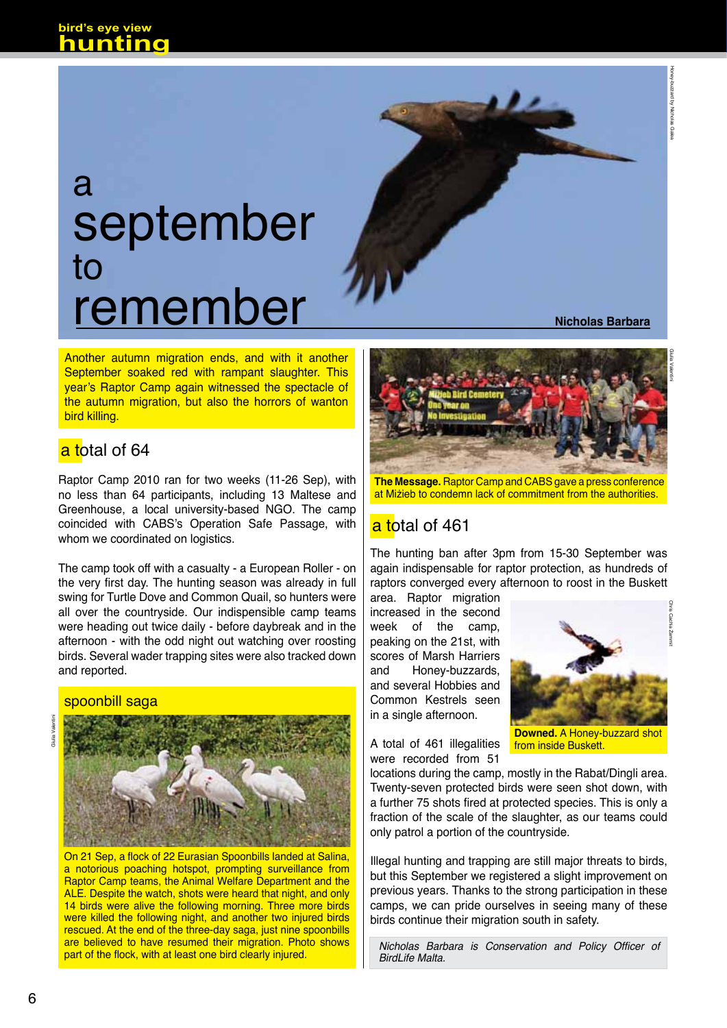# a september to remember

**Nicholas Barbara**

Another autumn migration ends, and with it another September soaked red with rampant slaughter. This year's Raptor Camp again witnessed the spectacle of the autumn migration, but also the horrors of wanton bird killing.

## a total of 64

Raptor Camp 2010 ran for two weeks (11-26 Sep), with no less than 64 participants, including 13 Maltese and Greenhouse, a local university-based NGO. The camp coincided with CABS's Operation Safe Passage, with whom we coordinated on logistics.

The camp took off with a casualty - a European Roller - on the very first day. The hunting season was already in full swing for Turtle Dove and Common Quail, so hunters were all over the countryside. Our indispensable camp teams were heading out twice daily - before daybreak and in the afternoon - with the odd night out watching over roosting birds. Several wader trapping sites were also tracked down and reported.

### spoonbill saga

On 21 Sep, a flock of 22 Eurasian Spoonbills landed at Salina, a notorious poaching hotspot, prompting surveillance from Raptor Camp teams, the Animal Welfare Department and the ALE. Despite the watch, shots were heard that night, and only 14 birds were alive the following morning. Three more birds were killed the following night, and another two injured birds rescued. At the end of the three-day saga, just nine spoonbills are believed to have resumed their migration. Photo shows part of the flock, with at least one bird clearly injured.

**The Message.** Raptor Camp and CABS gave a press conference at Miżieb to condemn lack of commitment from the authorities.

## a total of 461

The hunting ban after 3pm from 15-30 September was again indispensable for raptor protection, as hundreds of raptors converged every afternoon to roost in the Buskett area. Raptor migration increased in the second week of the camp, peaking on the 21st, with scores of Marsh Harriers and Honey-buzzards, and several Hobbies and Common Kestrels seen in a single afternoon.

**Downed.** A Honey-buzzard shot from inside Buskett.

A total of 461 illegalities were recorded from 51 locations during the camp, mostly in the Rabat/Dingli area. Twenty-seven protected birds were seen shot down, with a further 75 shots fired at protected species. This is only a fraction of the scale of the slaughter, as our teams could only patrol a portion of the countryside.

Illegal hunting and trapping are still major threats to birds, but this September we registered a slight improvement on previous years. Thanks to the strong participation in these camps, we can pride ourselves in seeing many of these birds continue their migration south in safety.

*Nicholas Barbara is Conservation and Policy Officer of BirdLife Malta.*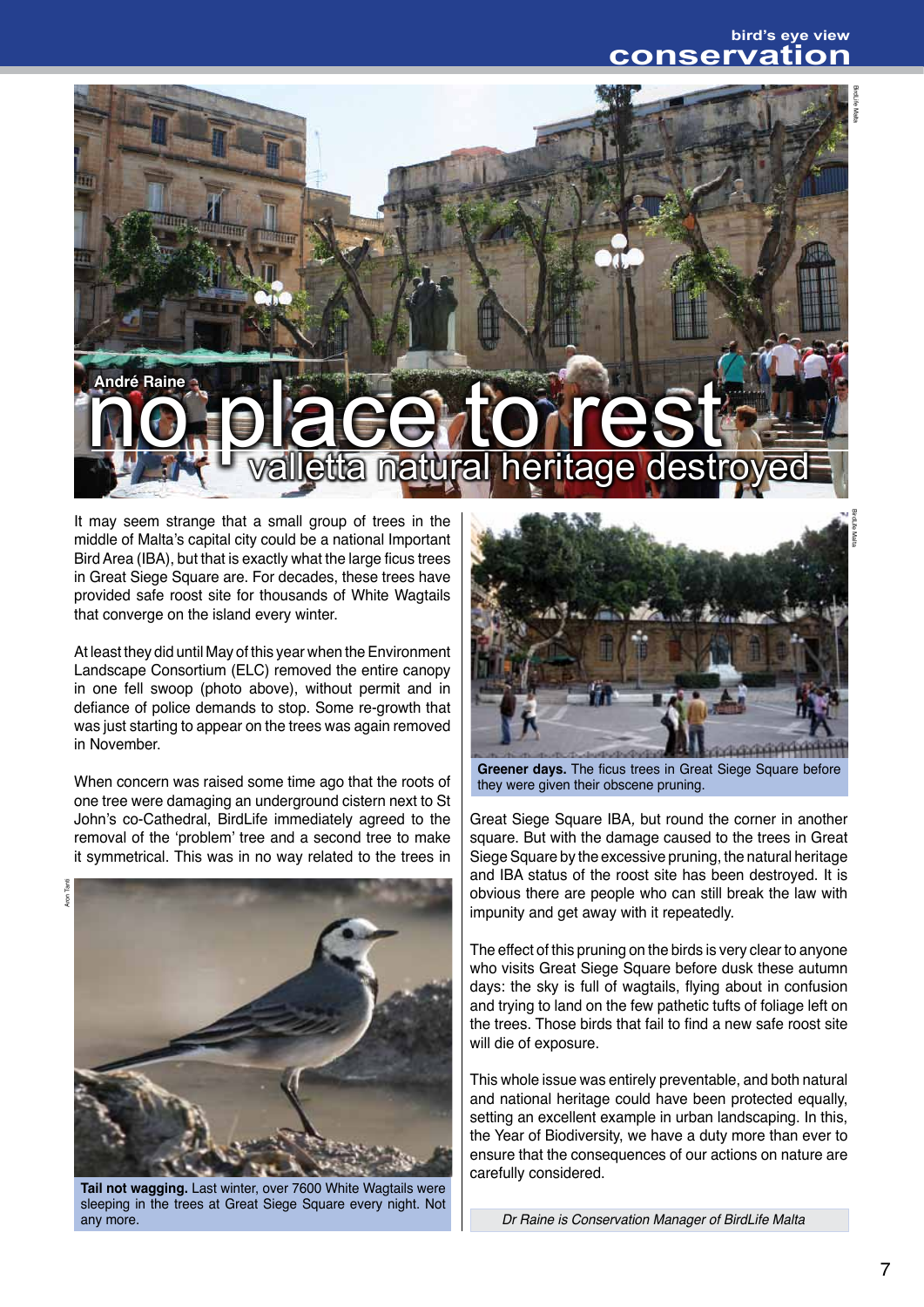André Raine

# no place to rest

## valletta natural heritage destroyed

It may seem strange that a small group of trees in the middle of Malta's capital city could be a national Important Bird Area (IBA), but that is exactly what the large ficus trees in Great Siege Square are. For decades, these trees have provided safe roost site for thousands of White Wagtails that converge on the island every winter.

At least they did until May of this year when the Environment Landscape Consortium (ELC) removed the entire canopy in one fell swoop (photo above), without permit and in defiance of police demands to stop. Some re-growth that was just starting to appear on the trees was again removed in November.

When concern was raised some time ago that the roots of one tree were damaging an underground cistern next to St John's co-Cathedral, BirdLife immediately agreed to the removal of the 'problem' tree and a second tree to make it symmetrical. This was in no way related to the trees in Great Siege Square IBA, but round the corner in another square. But with the damage caused to the trees in Great Siege Square by the excessive pruning, the natural heritage and IBA status of the roost site has been destroyed. It is obvious there are people who can still break the law with impunity and get away with it repeatedly.

**Tail not wagging.** Last winter, over 7600 White Wagtails were sleeping in the trees at Great Siege Square every night. Not any more.

**Greener days.** The ficus trees in Great Siege Square before they were given their obscene pruning.

The effect of this pruning on the birds is very clear to anyone who visits Great Siege Square before dusk these autumn days: the sky is full of wagtails, flying about in confusion and trying to land on the few pathetic tufts of foliage left on the trees. Those birds that fail to find a new safe roost site will die of exposure.

This whole issue was entirely preventable, and both natural and national heritage could have been protected equally, setting an excellent example in urban landscaping. In this, the Year of Biodiversity, we have a duty more than ever to ensure that the consequences of our actions on nature are carefully considered.

*Dr Raine is Conservation Manager of BirdLife Malta*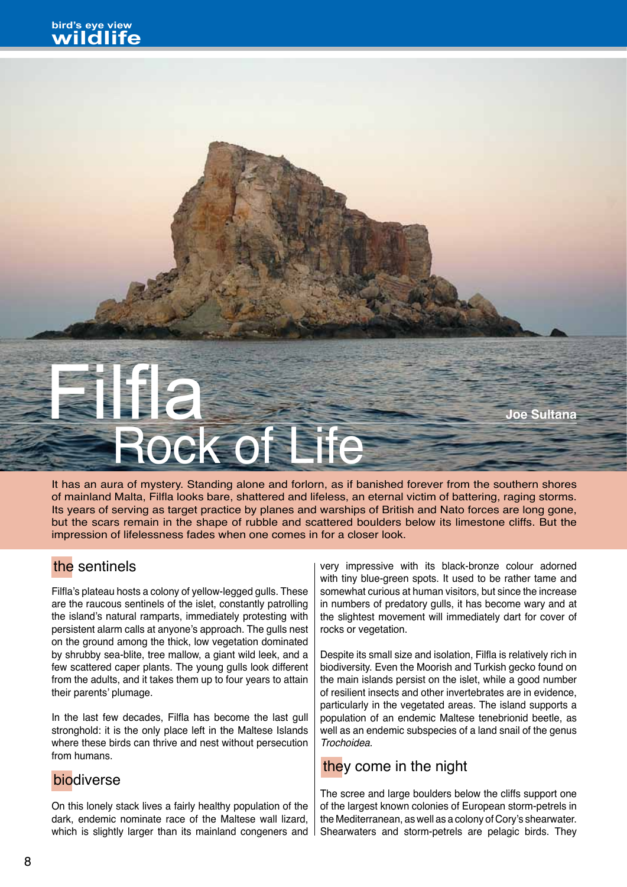# Filfla
## Rock of Life

**Joe Sultana**

It has an aura of mystery. Standing alone and forlorn, as if banished forever from the southern shores of mainland Malta, Filfla looks bare, shattered and lifeless, an eternal victim of battering, raging storms. Its years of serving as target practice by planes and warships of British and Nato forces are long gone, but the scars remain in the shape of rubble and scattered boulders below its limestone cliffs. But the impression of lifelessness fades when one comes in for a closer look.

### the sentinels

Filfla's plateau hosts a colony of yellow-legged gulls. These are the raucous sentinels of the islet, constantly patrolling the island's natural ramparts, immediately protesting with persistent alarm calls at anyone's approach. The gulls nest on the ground among the thick, low vegetation dominated by shrubby sea-blite, tree mallow, a giant wild leek, and a few scattered caper plants. The young gulls look different from the adults, and it takes them up to four years to attain their parents' plumage.

In the last few decades, Filfla has become the last gull stronghold: it is the only place left in the Maltese Islands where these birds can thrive and nest without persecution from humans.

### biodiverse

On this lonely stack lives a fairly healthy population of the dark, endemic nominate race of the Maltese wall lizard, which is slightly larger than its mainland congeners and very impressive with its black-bronze colour adorned with tiny blue-green spots. It used to be rather tame and somewhat curious at human visitors, but since the increase in numbers of predatory gulls, it has become wary and at the slightest movement will immediately dart for cover of rocks or vegetation.

Despite its small size and isolation, Filfla is relatively rich in biodiversity. Even the Moorish and Turkish gecko found on the main islands persist on the islet, while a good number of resilient insects and other invertebrates are in evidence, particularly in the vegetated areas. The island supports a population of an endemic Maltese tenebrionid beetle, as well as an endemic subspecies of a land snail of the genus *Trochoidea*.

### they come in the night

The scree and large boulders below the cliffs support one of the largest known colonies of European storm-petrels in the Mediterranean, as well as a colony of Cory's shearwater. Shearwaters and storm-petrels are pelagic birds. They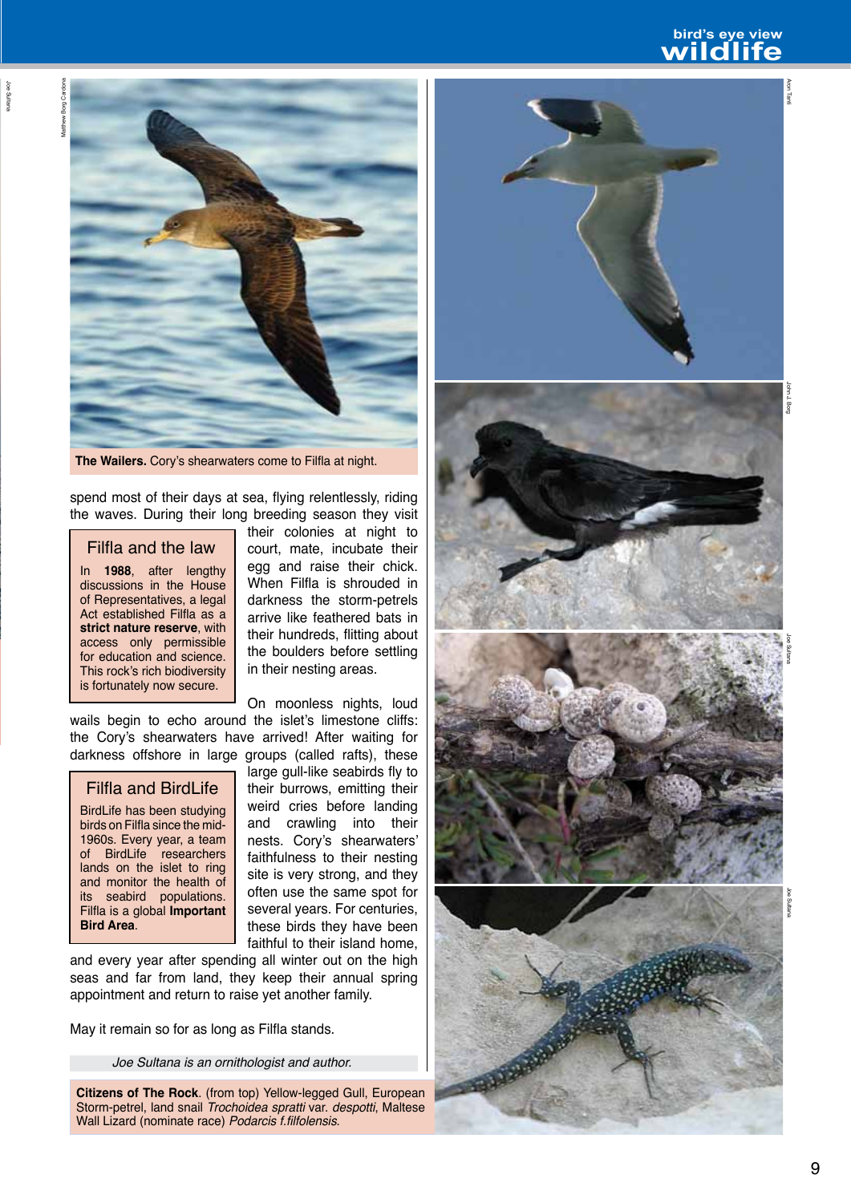**The Wailers.** Cory's shearwaters come to Filfla at night.

spend most of their days at sea, flying relentlessly, riding the waves. During their long breeding season they visit their colonies at night to court, mate, incubate their egg and raise their chick. When Filfla is shrouded in darkness the storm-petrels arrive like feathered bats in their hundreds, flitting about the boulders before settling in their nesting areas.

## Filfla and the law

In **1988**, after lengthy discussions in the House of Representatives, a legal Act established Filfla as a **strict nature reserve**, with access only permissible for education and science. This rock's rich biodiversity is fortunately now secure.

On moonless nights, loud wails begin to echo around the islet's limestone cliffs: the Cory's shearwaters have arrived! After waiting for darkness offshore in large groups (called rafts), these large gull-like seabirds fly to their burrows, emitting their weird cries before landing and crawling into their nests. Cory's shearwaters' faithfulness to their nesting site is very strong, and they often use the same spot for several years. For centuries, these birds they have been faithful to their island home, and every year after spending all winter out on the high seas and far from land, they keep their annual spring appointment and return to raise yet another family.

## Filfla and BirdLife

BirdLife has been studying birds on Filfla since the mid-1960s. Every year, a team of BirdLife researchers lands on the islet to ring and monitor the health of its seabird populations. Filfla is a global **Important Bird Area**.

May it remain so for as long as Filfla stands.

*Joe Sultana is an ornithologist and author.*

**Citizens of The Rock**. (from top) Yellow-legged Gull, European Storm-petrel, land snail *Trochoidea spratti* var. *despotti*, Maltese Wall Lizard (nominate race) *Podarcis f.filfolensis.*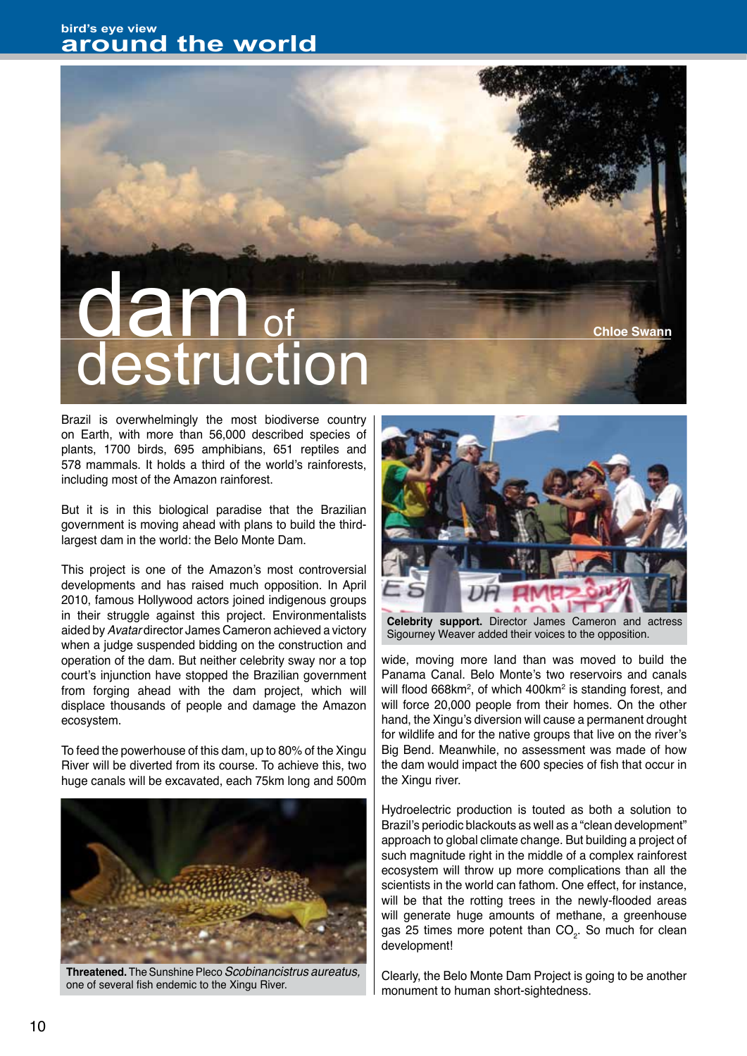bird's eye view
# around the world

# dam of destruction

Chloe Swann

Brazil is overwhelmingly the most biodiverse country on Earth, with more than 56,000 described species of plants, 1700 birds, 695 amphibians, 651 reptiles and 578 mammals. It holds a third of the world's rainforests, including most of the Amazon rainforest.

But it is in this biological paradise that the Brazilian government is moving ahead with plans to build the third-largest dam in the world: the Belo Monte Dam.

This project is one of the Amazon's most controversial developments and has raised much opposition. In April 2010, famous Hollywood actors joined indigenous groups in their struggle against this project. Environmentalists aided by *Avatar* director James Cameron achieved a victory when a judge suspended bidding on the construction and operation of the dam. But neither celebrity sway nor a top court's injunction have stopped the Brazilian government from forging ahead with the dam project, which will displace thousands of people and damage the Amazon ecosystem.

To feed the powerhouse of this dam, up to 80% of the Xingu River will be diverted from its course. To achieve this, two huge canals will be excavated, each 75km long and 500m wide, moving more land than was moved to build the Panama Canal. Belo Monte's two reservoirs and canals will flood 668km$^2$, of which 400km$^2$ is standing forest, and will force 20,000 people from their homes. On the other hand, the Xingu's diversion will cause a permanent drought for wildlife and for the native groups that live on the river's Big Bend. Meanwhile, no assessment was made of how the dam would impact the 600 species of fish that occur in the Xingu river.

**Threatened.** The Sunshine Pleco *Scobinancistrus aureatus,* one of several fish endemic to the Xingu River.

**Celebrity support.** Director James Cameron and actress Sigourney Weaver added their voices to the opposition.

Hydroelectric production is touted as both a solution to Brazil's periodic blackouts as well as a "clean development" approach to global climate change. But building a project of such magnitude right in the middle of a complex rainforest ecosystem will throw up more complications than all the scientists in the world can fathom. One effect, for instance, will be that the rotting trees in the newly-flooded areas will generate huge amounts of methane, a greenhouse gas 25 times more potent than $CO_2$. So much for clean development!

Clearly, the Belo Monte Dam Project is going to be another monument to human short-sightedness.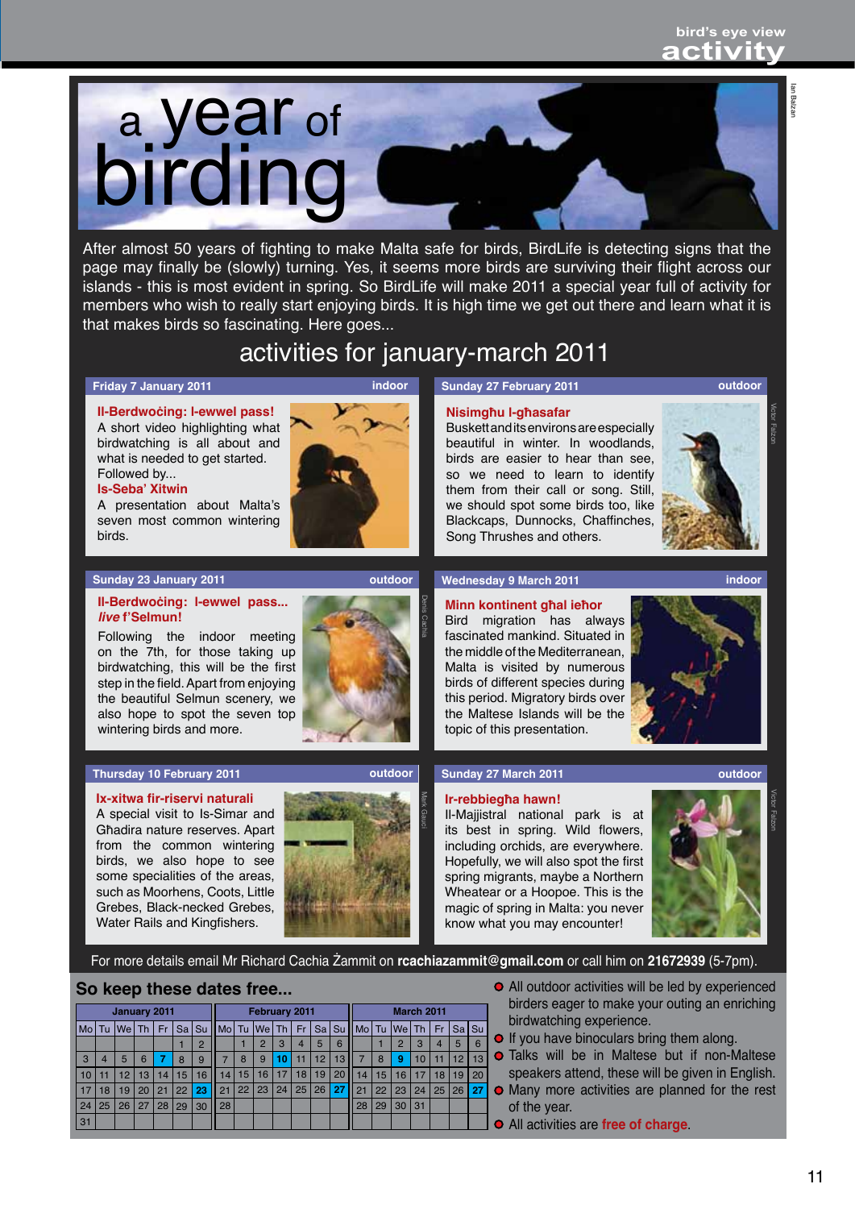# a year of birding

After almost 50 years of fighting to make Malta safe for birds, BirdLife is detecting signs that the page may finally be (slowly) turning. Yes, it seems more birds are surviving their flight across our islands - this is most evident in spring. So BirdLife will make 2011 a special year full of activity for members who wish to really start enjoying birds. It is high time we get out there and learn what it is that makes birds so fascinating. Here goes...

## activities for january-march 2011

**Friday 7 January 2011** — indoor

**Il-Berdwoċing: l-ewwel pass!**
A short video highlighting what birdwatching is all about and what is needed to get started. Followed by...

**Is-Seba' Xitwin**
A presentation about Malta's seven most common wintering birds.

**Sunday 23 January 2011** — outdoor

**Il-Berdwoċing: l-ewwel pass... *live* f'Selmun!**
Following the indoor meeting on the 7th, for those taking up birdwatching, this will be the first step in the field. Apart from enjoying the beautiful Selmun scenery, we also hope to spot the seven top wintering birds and more.

**Thursday 10 February 2011** — outdoor

**Ix-xitwa fir-riservi naturali**
A special visit to Is-Simar and Għadira nature reserves. Apart from the common wintering birds, we also hope to see some specialities of the areas, such as Moorhens, Coots, Little Grebes, Black-necked Grebes, Water Rails and Kingfishers.

**Sunday 27 February 2011** — outdoor

**Nisimgħu l-għasafar**
Buskett and its environs are especially beautiful in winter. In woodlands, birds are easier to hear than see, so we need to learn to identify them from their call or song. Still, we should spot some birds too, like Blackcaps, Dunnocks, Chaffinches, Song Thrushes and others.

**Wednesday 9 March 2011** — indoor

**Minn kontinent għal ieħor**
Bird migration has always fascinated mankind. Situated in the middle of the Mediterranean, Malta is visited by numerous birds of different species during this period. Migratory birds over the Maltese Islands will be the topic of this presentation.

**Sunday 27 March 2011** — outdoor

**Ir-rebbiegħa hawn!**
Il-Majjistral national park is at its best in spring. Wild flowers, including orchids, are everywhere. Hopefully, we will also spot the first spring migrants, maybe a Northern Wheatear or a Hoopoe. This is the magic of spring in Malta: you never know what you may encounter!

For more details email Mr Richard Cachia Żammit on **rcachiazammit@gmail.com** or call him on **21672939** (5-7pm).

## So keep these dates free...

**January 2011**

| Mo | Tu | We | Th | Fr | Sa | Su |
|---|---|---|---|---|---|---|
| | | | | | 1 | 2 |
| 3 | 4 | 5 | 6 | **7** | 8 | 9 |
| 10 | 11 | 12 | 13 | 14 | 15 | 16 |
| 17 | 18 | 19 | 20 | 21 | 22 | **23** |
| 24 | 25 | 26 | 27 | 28 | 29 | 30 |
| 31 | | | | | | |

**February 2011**

| Mo | Tu | We | Th | Fr | Sa | Su |
|---|---|---|---|---|---|---|
| | 1 | 2 | 3 | 4 | 5 | 6 |
| 7 | 8 | 9 | **10** | 11 | 12 | 13 |
| 14 | 15 | 16 | 17 | 18 | 19 | 20 |
| 21 | 22 | 23 | 24 | 25 | 26 | **27** |
| 28 | | | | | | |

**March 2011**

| Mo | Tu | We | Th | Fr | Sa | Su |
|---|---|---|---|---|---|---|
| | 1 | 2 | 3 | 4 | 5 | 6 |
| 7 | 8 | **9** | 10 | 11 | 12 | 13 |
| 14 | 15 | 16 | 17 | 18 | 19 | 20 |
| 21 | 22 | 23 | 24 | 25 | 26 | **27** |
| 28 | 29 | 30 | 31 | | | |

- All outdoor activities will be led by experienced birders eager to make your outing an enriching birdwatching experience.
- If you have binoculars bring them along.
- Talks will be in Maltese but if non-Maltese speakers attend, these will be given in English.
- Many more activities are planned for the rest of the year.
- All activities are **free of charge**.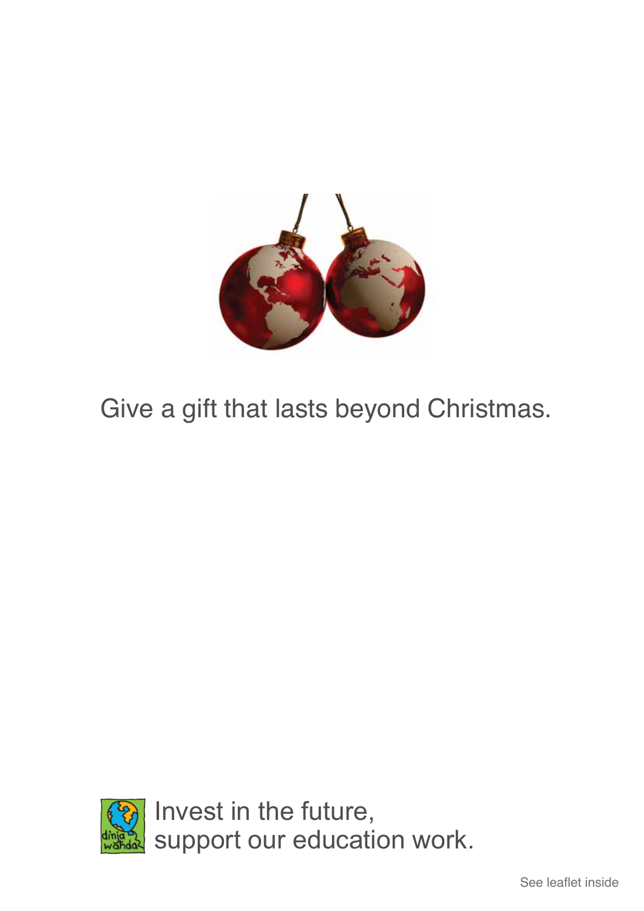Give a gift that lasts beyond Christmas.

Invest in the future,
support our education work.

See leaflet inside